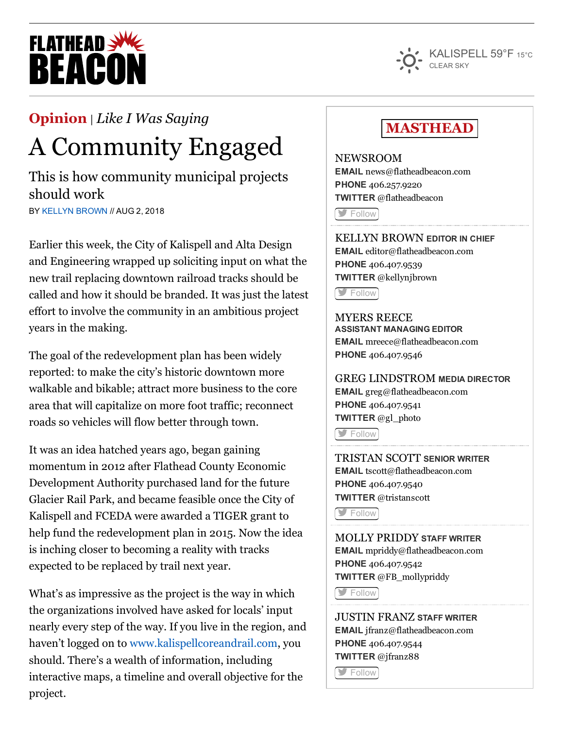# FLATHEAD BEACON

KALISPELL 59°F 15°C
CLEAR SKY

**Opinion** | *Like I Was Saying*

# A Community Engaged

## This is how community municipal projects should work

BY KELLYN BROWN // AUG 2, 2018

Earlier this week, the City of Kalispell and Alta Design and Engineering wrapped up soliciting input on what the new trail replacing downtown railroad tracks should be called and how it should be branded. It was just the latest effort to involve the community in an ambitious project years in the making.

The goal of the redevelopment plan has been widely reported: to make the city's historic downtown more walkable and bikable; attract more business to the core area that will capitalize on more foot traffic; reconnect roads so vehicles will flow better through town.

It was an idea hatched years ago, began gaining momentum in 2012 after Flathead County Economic Development Authority purchased land for the future Glacier Rail Park, and became feasible once the City of Kalispell and FCEDA were awarded a TIGER grant to help fund the redevelopment plan in 2015. Now the idea is inching closer to becoming a reality with tracks expected to be replaced by trail next year.

What's as impressive as the project is the way in which the organizations involved have asked for locals' input nearly every step of the way. If you live in the region, and haven't logged on to www.kalispellcoreandrail.com, you should. There's a wealth of information, including interactive maps, a timeline and overall objective for the project.

## MASTHEAD

**NEWSROOM**
**EMAIL** news@flatheadbeacon.com
**PHONE** 406.257.9220
**TWITTER** @flatheadbeacon
Follow

**KELLYN BROWN** EDITOR IN CHIEF
**EMAIL** editor@flatheadbeacon.com
**PHONE** 406.407.9539
**TWITTER** @kellynjbrown
Follow

**MYERS REECE**
ASSISTANT MANAGING EDITOR
**EMAIL** mreece@flatheadbeacon.com
**PHONE** 406.407.9546

**GREG LINDSTROM** MEDIA DIRECTOR
**EMAIL** greg@flatheadbeacon.com
**PHONE** 406.407.9541
**TWITTER** @gl_photo
Follow

**TRISTAN SCOTT** SENIOR WRITER
**EMAIL** tscott@flatheadbeacon.com
**PHONE** 406.407.9540
**TWITTER** @tristanscott
Follow

**MOLLY PRIDDY** STAFF WRITER
**EMAIL** mpriddy@flatheadbeacon.com
**PHONE** 406.407.9542
**TWITTER** @FB_mollypriddy
Follow

**JUSTIN FRANZ** STAFF WRITER
**EMAIL** jfranz@flatheadbeacon.com
**PHONE** 406.407.9544
**TWITTER** @jfranz88
Follow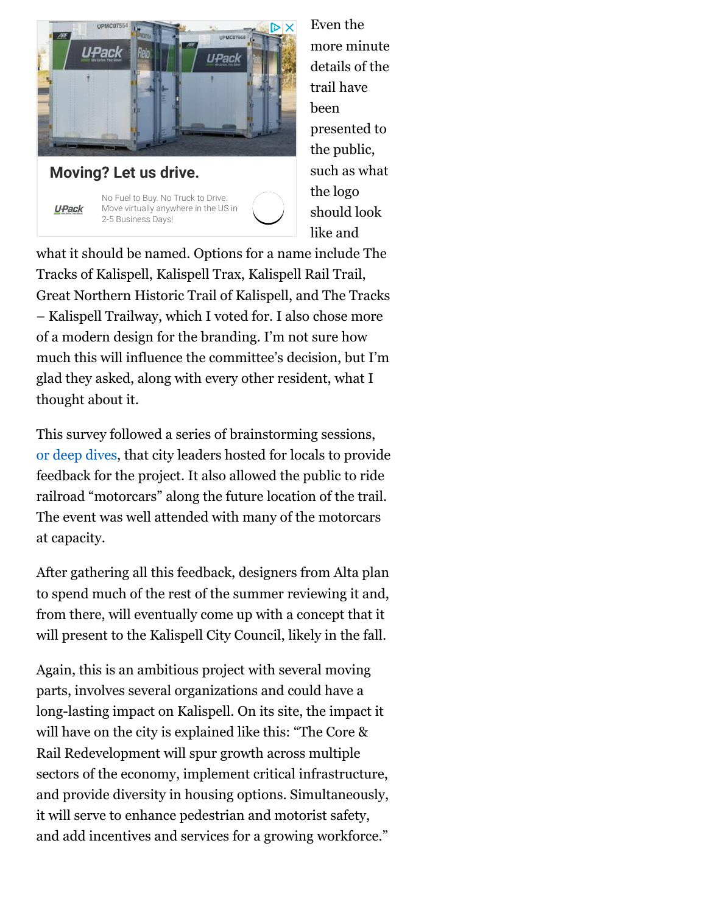Even the more minute details of the trail have been presented to the public, such as what the logo should look like and what it should be named. Options for a name include The Tracks of Kalispell, Kalispell Trax, Kalispell Rail Trail, Great Northern Historic Trail of Kalispell, and The Tracks – Kalispell Trailway, which I voted for. I also chose more of a modern design for the branding. I'm not sure how much this will influence the committee's decision, but I'm glad they asked, along with every other resident, what I thought about it.

This survey followed a series of brainstorming sessions, or deep dives, that city leaders hosted for locals to provide feedback for the project. It also allowed the public to ride railroad "motorcars" along the future location of the trail. The event was well attended with many of the motorcars at capacity.

After gathering all this feedback, designers from Alta plan to spend much of the rest of the summer reviewing it and, from there, will eventually come up with a concept that it will present to the Kalispell City Council, likely in the fall.

Again, this is an ambitious project with several moving parts, involves several organizations and could have a long-lasting impact on Kalispell. On its site, the impact it will have on the city is explained like this: "The Core & Rail Redevelopment will spur growth across multiple sectors of the economy, implement critical infrastructure, and provide diversity in housing options. Simultaneously, it will serve to enhance pedestrian and motorist safety, and add incentives and services for a growing workforce."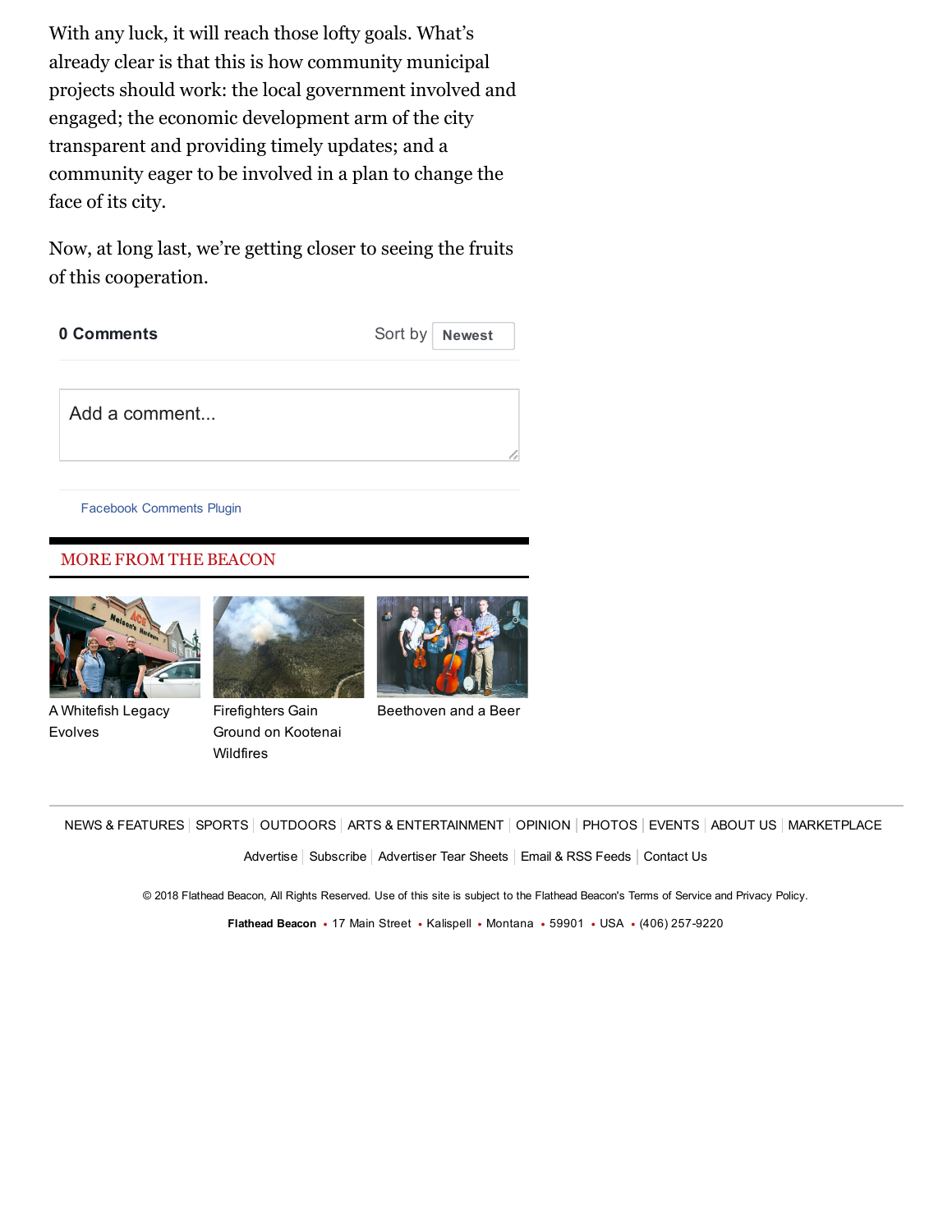With any luck, it will reach those lofty goals. What's already clear is that this is how community municipal projects should work: the local government involved and engaged; the economic development arm of the city transparent and providing timely updates; and a community eager to be involved in a plan to change the face of its city.

Now, at long last, we're getting closer to seeing the fruits of this cooperation.

**0 Comments** Sort by **Newest**

Add a comment...

Facebook Comments Plugin

## MORE FROM THE BEACON

A Whitefish Legacy Evolves

Firefighters Gain Ground on Kootenai Wildfires

Beethoven and a Beer

NEWS & FEATURES | SPORTS | OUTDOORS | ARTS & ENTERTAINMENT | OPINION | PHOTOS | EVENTS | ABOUT US | MARKETPLACE

Advertise | Subscribe | Advertiser Tear Sheets | Email & RSS Feeds | Contact Us

© 2018 Flathead Beacon, All Rights Reserved. Use of this site is subject to the Flathead Beacon's Terms of Service and Privacy Policy.

**Flathead Beacon** • 17 Main Street • Kalispell • Montana • 59901 • USA • (406) 257-9220